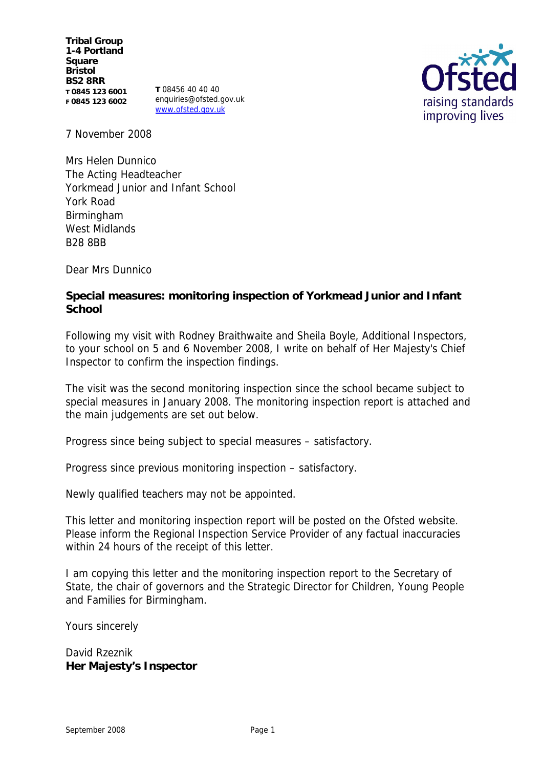**Tribal Group**
**1-4 Portland Square**
**Bristol**
**BS2 8RR**
**T 0845 123 6001**
**F 0845 123 6002**

**T** 08456 40 40 40
enquiries@ofsted.gov.uk
www.ofsted.gov.uk

7 November 2008

Mrs Helen Dunnico
The Acting Headteacher
Yorkmead Junior and Infant School
York Road
Birmingham
West Midlands
B28 8BB

Dear Mrs Dunnico

**Special measures: monitoring inspection of Yorkmead Junior and Infant School**

Following my visit with Rodney Braithwaite and Sheila Boyle, Additional Inspectors, to your school on 5 and 6 November 2008, I write on behalf of Her Majesty's Chief Inspector to confirm the inspection findings.

The visit was the second monitoring inspection since the school became subject to special measures in January 2008. The monitoring inspection report is attached and the main judgements are set out below.

Progress since being subject to special measures – satisfactory.

Progress since previous monitoring inspection – satisfactory.

Newly qualified teachers may not be appointed.

This letter and monitoring inspection report will be posted on the Ofsted website. Please inform the Regional Inspection Service Provider of any factual inaccuracies within 24 hours of the receipt of this letter.

I am copying this letter and the monitoring inspection report to the Secretary of State, the chair of governors and the Strategic Director for Children, Young People and Families for Birmingham.

Yours sincerely

David Rzeznik
**Her Majesty's Inspector**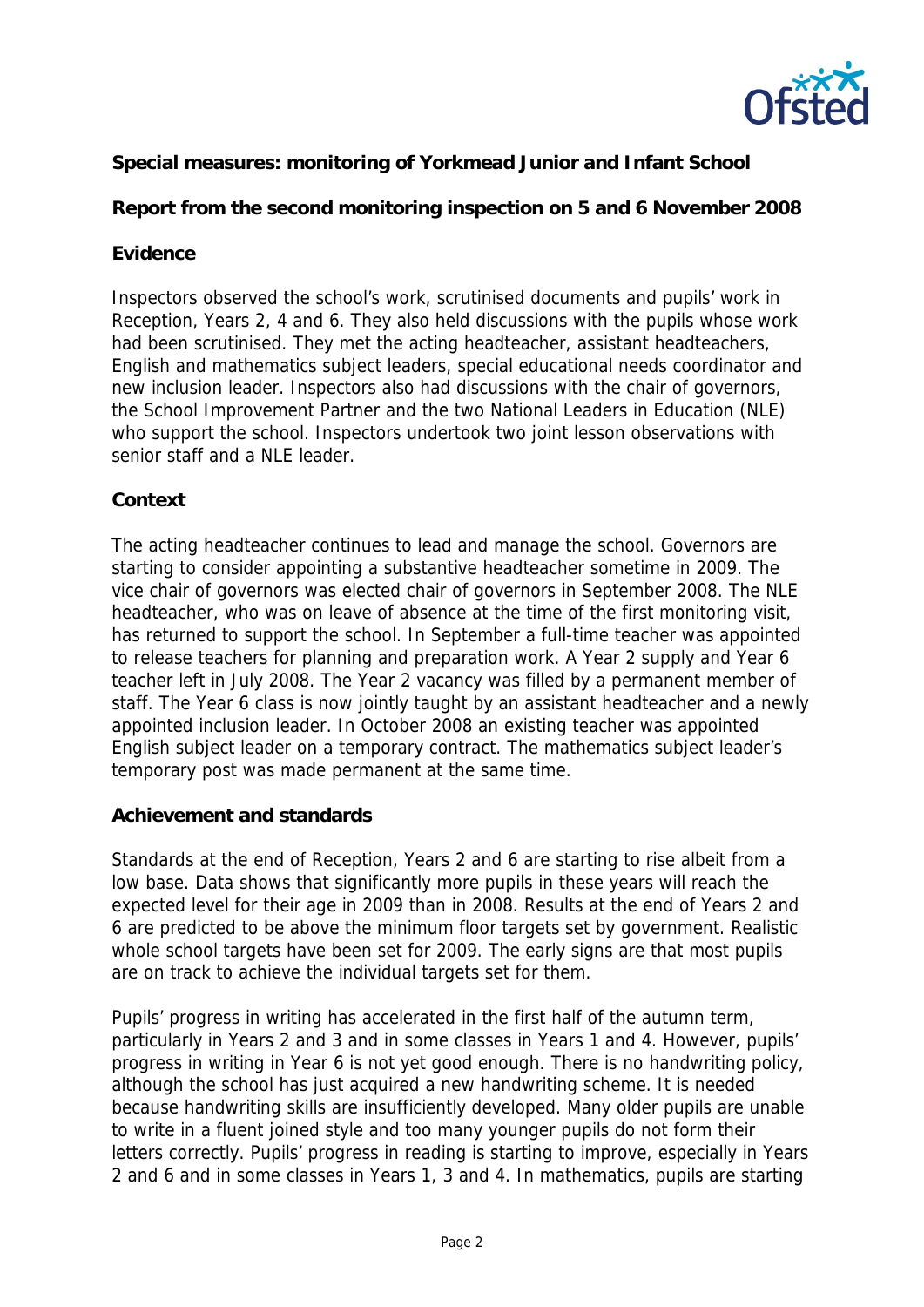**Special measures: monitoring of Yorkmead Junior and Infant School**

**Report from the second monitoring inspection on 5 and 6 November 2008**

**Evidence**

Inspectors observed the school's work, scrutinised documents and pupils' work in Reception, Years 2, 4 and 6. They also held discussions with the pupils whose work had been scrutinised. They met the acting headteacher, assistant headteachers, English and mathematics subject leaders, special educational needs coordinator and new inclusion leader. Inspectors also had discussions with the chair of governors, the School Improvement Partner and the two National Leaders in Education (NLE) who support the school. Inspectors undertook two joint lesson observations with senior staff and a NLE leader.

**Context**

The acting headteacher continues to lead and manage the school. Governors are starting to consider appointing a substantive headteacher sometime in 2009. The vice chair of governors was elected chair of governors in September 2008. The NLE headteacher, who was on leave of absence at the time of the first monitoring visit, has returned to support the school. In September a full-time teacher was appointed to release teachers for planning and preparation work. A Year 2 supply and Year 6 teacher left in July 2008. The Year 2 vacancy was filled by a permanent member of staff. The Year 6 class is now jointly taught by an assistant headteacher and a newly appointed inclusion leader. In October 2008 an existing teacher was appointed English subject leader on a temporary contract. The mathematics subject leader's temporary post was made permanent at the same time.

**Achievement and standards**

Standards at the end of Reception, Years 2 and 6 are starting to rise albeit from a low base. Data shows that significantly more pupils in these years will reach the expected level for their age in 2009 than in 2008. Results at the end of Years 2 and 6 are predicted to be above the minimum floor targets set by government. Realistic whole school targets have been set for 2009. The early signs are that most pupils are on track to achieve the individual targets set for them.

Pupils' progress in writing has accelerated in the first half of the autumn term, particularly in Years 2 and 3 and in some classes in Years 1 and 4. However, pupils' progress in writing in Year 6 is not yet good enough. There is no handwriting policy, although the school has just acquired a new handwriting scheme. It is needed because handwriting skills are insufficiently developed. Many older pupils are unable to write in a fluent joined style and too many younger pupils do not form their letters correctly. Pupils' progress in reading is starting to improve, especially in Years 2 and 6 and in some classes in Years 1, 3 and 4. In mathematics, pupils are starting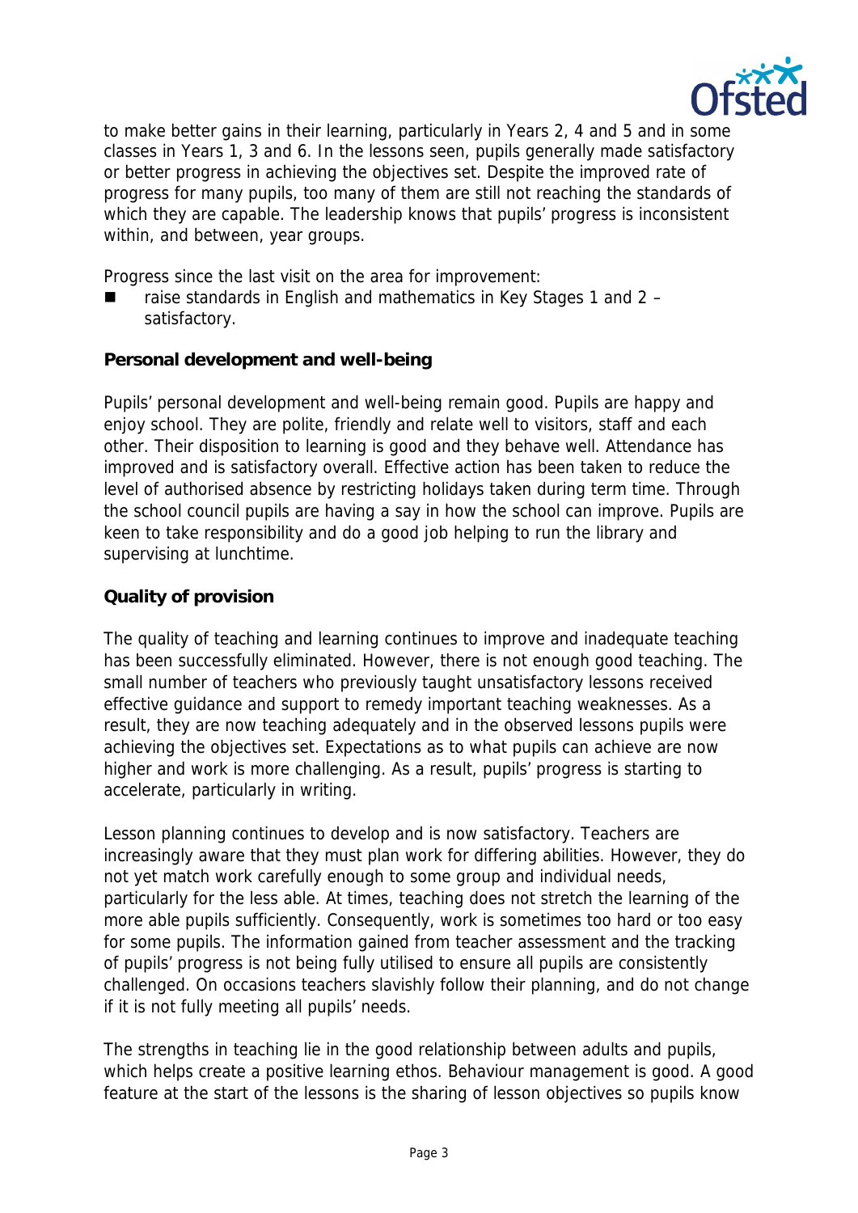to make better gains in their learning, particularly in Years 2, 4 and 5 and in some classes in Years 1, 3 and 6. In the lessons seen, pupils generally made satisfactory or better progress in achieving the objectives set. Despite the improved rate of progress for many pupils, too many of them are still not reaching the standards of which they are capable. The leadership knows that pupils' progress is inconsistent within, and between, year groups.

Progress since the last visit on the area for improvement:

- raise standards in English and mathematics in Key Stages 1 and 2 – satisfactory.

**Personal development and well-being**

Pupils' personal development and well-being remain good. Pupils are happy and enjoy school. They are polite, friendly and relate well to visitors, staff and each other. Their disposition to learning is good and they behave well. Attendance has improved and is satisfactory overall. Effective action has been taken to reduce the level of authorised absence by restricting holidays taken during term time. Through the school council pupils are having a say in how the school can improve. Pupils are keen to take responsibility and do a good job helping to run the library and supervising at lunchtime.

**Quality of provision**

The quality of teaching and learning continues to improve and inadequate teaching has been successfully eliminated. However, there is not enough good teaching. The small number of teachers who previously taught unsatisfactory lessons received effective guidance and support to remedy important teaching weaknesses. As a result, they are now teaching adequately and in the observed lessons pupils were achieving the objectives set. Expectations as to what pupils can achieve are now higher and work is more challenging. As a result, pupils' progress is starting to accelerate, particularly in writing.

Lesson planning continues to develop and is now satisfactory. Teachers are increasingly aware that they must plan work for differing abilities. However, they do not yet match work carefully enough to some group and individual needs, particularly for the less able. At times, teaching does not stretch the learning of the more able pupils sufficiently. Consequently, work is sometimes too hard or too easy for some pupils. The information gained from teacher assessment and the tracking of pupils' progress is not being fully utilised to ensure all pupils are consistently challenged. On occasions teachers slavishly follow their planning, and do not change if it is not fully meeting all pupils' needs.

The strengths in teaching lie in the good relationship between adults and pupils, which helps create a positive learning ethos. Behaviour management is good. A good feature at the start of the lessons is the sharing of lesson objectives so pupils know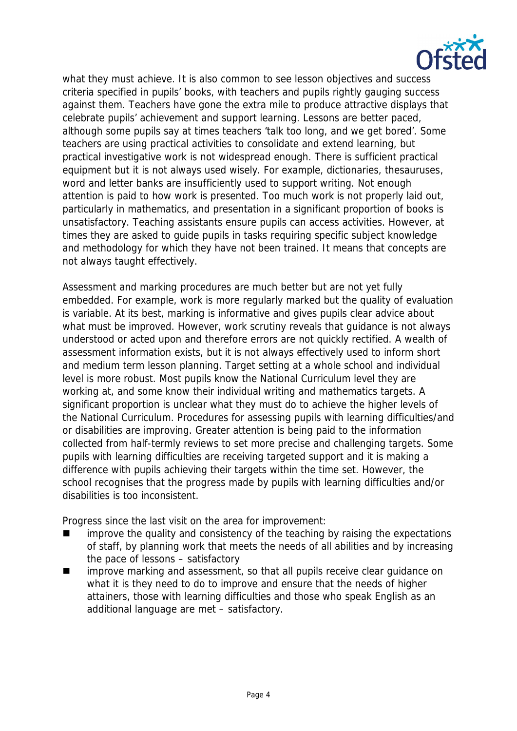what they must achieve. It is also common to see lesson objectives and success criteria specified in pupils' books, with teachers and pupils rightly gauging success against them. Teachers have gone the extra mile to produce attractive displays that celebrate pupils' achievement and support learning. Lessons are better paced, although some pupils say at times teachers 'talk too long, and we get bored'. Some teachers are using practical activities to consolidate and extend learning, but practical investigative work is not widespread enough. There is sufficient practical equipment but it is not always used wisely. For example, dictionaries, thesauruses, word and letter banks are insufficiently used to support writing. Not enough attention is paid to how work is presented. Too much work is not properly laid out, particularly in mathematics, and presentation in a significant proportion of books is unsatisfactory. Teaching assistants ensure pupils can access activities. However, at times they are asked to guide pupils in tasks requiring specific subject knowledge and methodology for which they have not been trained. It means that concepts are not always taught effectively.

Assessment and marking procedures are much better but are not yet fully embedded. For example, work is more regularly marked but the quality of evaluation is variable. At its best, marking is informative and gives pupils clear advice about what must be improved. However, work scrutiny reveals that guidance is not always understood or acted upon and therefore errors are not quickly rectified. A wealth of assessment information exists, but it is not always effectively used to inform short and medium term lesson planning. Target setting at a whole school and individual level is more robust. Most pupils know the National Curriculum level they are working at, and some know their individual writing and mathematics targets. A significant proportion is unclear what they must do to achieve the higher levels of the National Curriculum. Procedures for assessing pupils with learning difficulties/and or disabilities are improving. Greater attention is being paid to the information collected from half-termly reviews to set more precise and challenging targets. Some pupils with learning difficulties are receiving targeted support and it is making a difference with pupils achieving their targets within the time set. However, the school recognises that the progress made by pupils with learning difficulties and/or disabilities is too inconsistent.

Progress since the last visit on the area for improvement:

- improve the quality and consistency of the teaching by raising the expectations of staff, by planning work that meets the needs of all abilities and by increasing the pace of lessons – satisfactory
- improve marking and assessment, so that all pupils receive clear guidance on what it is they need to do to improve and ensure that the needs of higher attainers, those with learning difficulties and those who speak English as an additional language are met – satisfactory.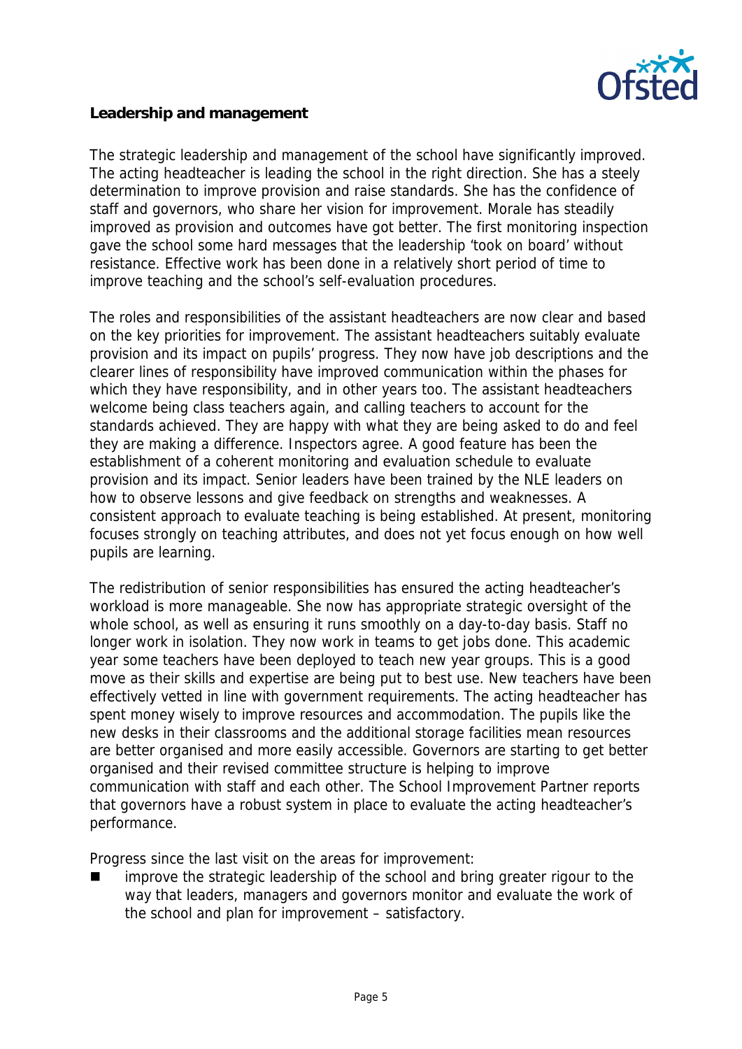**Leadership and management**

The strategic leadership and management of the school have significantly improved. The acting headteacher is leading the school in the right direction. She has a steely determination to improve provision and raise standards. She has the confidence of staff and governors, who share her vision for improvement. Morale has steadily improved as provision and outcomes have got better. The first monitoring inspection gave the school some hard messages that the leadership 'took on board' without resistance. Effective work has been done in a relatively short period of time to improve teaching and the school's self-evaluation procedures.

The roles and responsibilities of the assistant headteachers are now clear and based on the key priorities for improvement. The assistant headteachers suitably evaluate provision and its impact on pupils' progress. They now have job descriptions and the clearer lines of responsibility have improved communication within the phases for which they have responsibility, and in other years too. The assistant headteachers welcome being class teachers again, and calling teachers to account for the standards achieved. They are happy with what they are being asked to do and feel they are making a difference. Inspectors agree. A good feature has been the establishment of a coherent monitoring and evaluation schedule to evaluate provision and its impact. Senior leaders have been trained by the NLE leaders on how to observe lessons and give feedback on strengths and weaknesses. A consistent approach to evaluate teaching is being established. At present, monitoring focuses strongly on teaching attributes, and does not yet focus enough on how well pupils are learning.

The redistribution of senior responsibilities has ensured the acting headteacher's workload is more manageable. She now has appropriate strategic oversight of the whole school, as well as ensuring it runs smoothly on a day-to-day basis. Staff no longer work in isolation. They now work in teams to get jobs done. This academic year some teachers have been deployed to teach new year groups. This is a good move as their skills and expertise are being put to best use. New teachers have been effectively vetted in line with government requirements. The acting headteacher has spent money wisely to improve resources and accommodation. The pupils like the new desks in their classrooms and the additional storage facilities mean resources are better organised and more easily accessible. Governors are starting to get better organised and their revised committee structure is helping to improve communication with staff and each other. The School Improvement Partner reports that governors have a robust system in place to evaluate the acting headteacher's performance.

Progress since the last visit on the areas for improvement:

- improve the strategic leadership of the school and bring greater rigour to the way that leaders, managers and governors monitor and evaluate the work of the school and plan for improvement – satisfactory.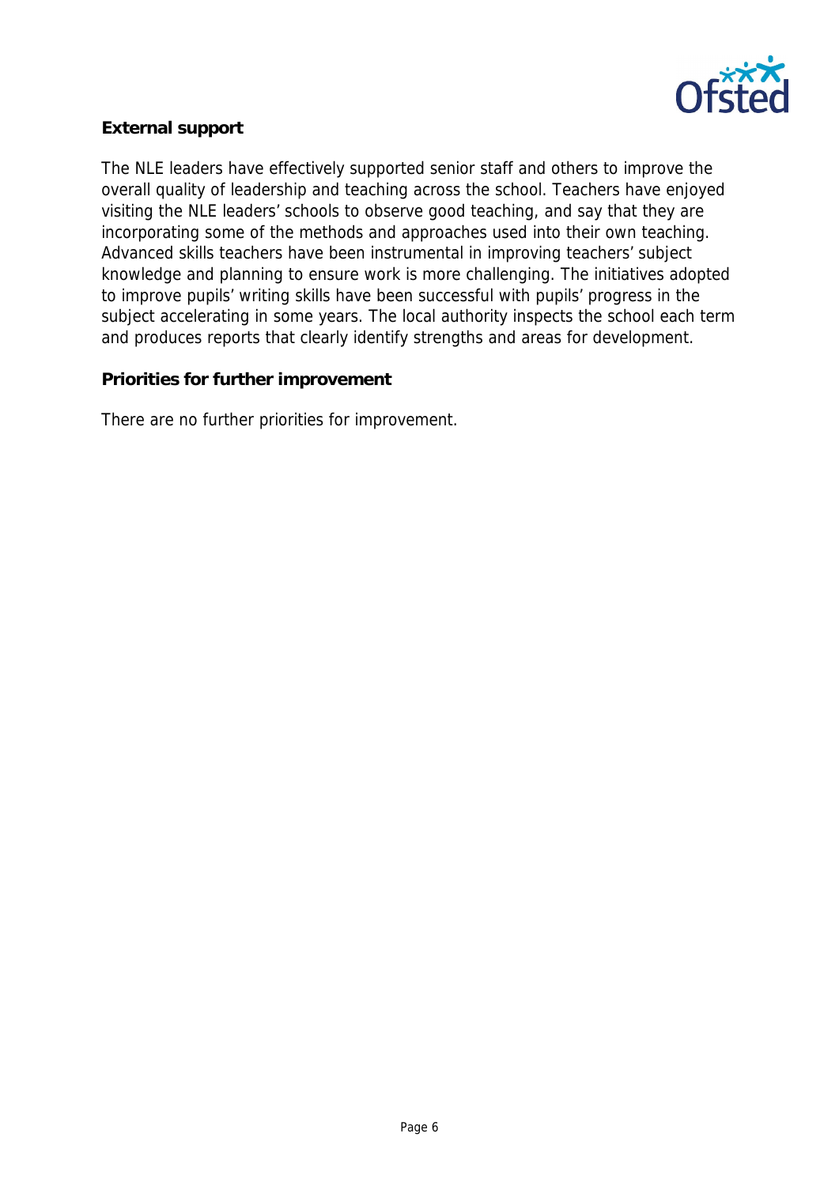## External support

The NLE leaders have effectively supported senior staff and others to improve the overall quality of leadership and teaching across the school. Teachers have enjoyed visiting the NLE leaders' schools to observe good teaching, and say that they are incorporating some of the methods and approaches used into their own teaching. Advanced skills teachers have been instrumental in improving teachers' subject knowledge and planning to ensure work is more challenging. The initiatives adopted to improve pupils' writing skills have been successful with pupils' progress in the subject accelerating in some years. The local authority inspects the school each term and produces reports that clearly identify strengths and areas for development.

## Priorities for further improvement

There are no further priorities for improvement.